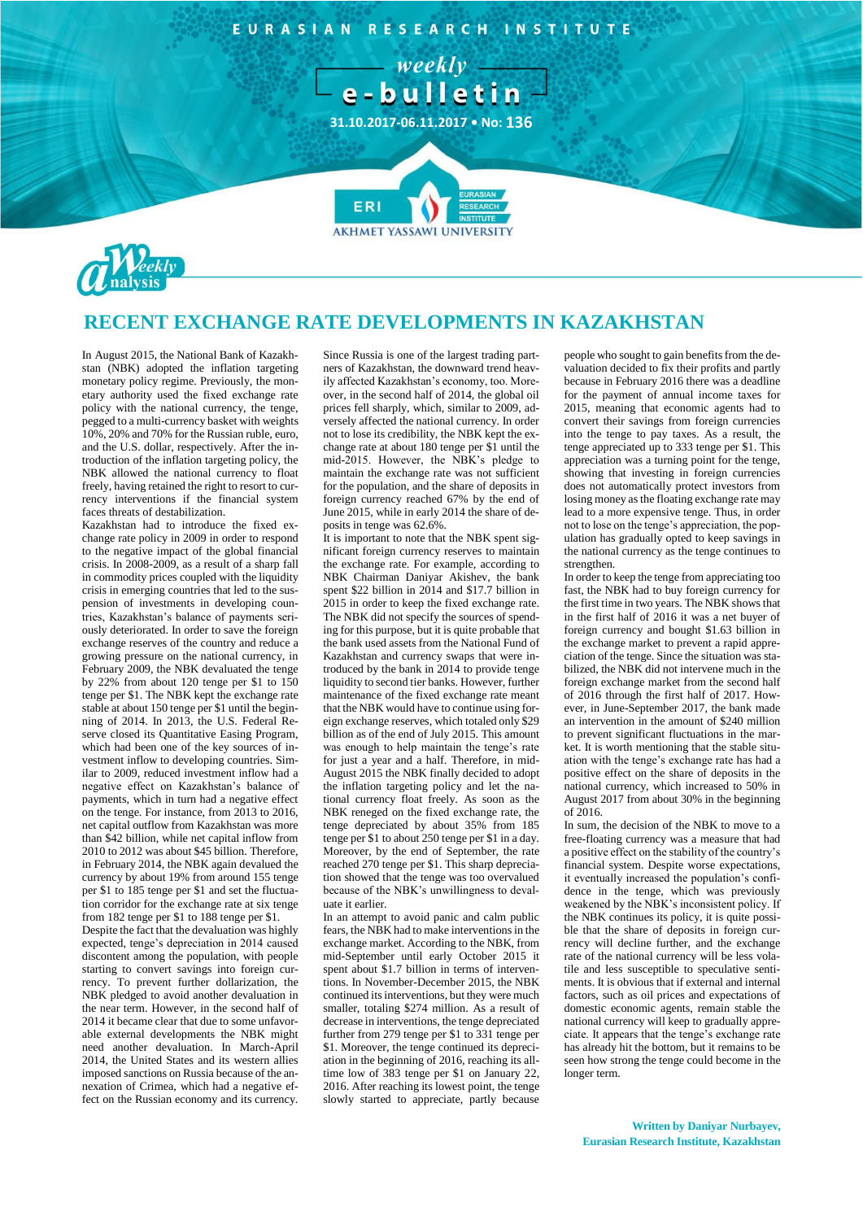EURASIAN RESEARCH INSTITUTE

weekly e-bulletin

31.10.2017-06.11.2017 • No: 136

# RECENT EXCHANGE RATE DEVELOPMENTS IN KAZAKHSTAN

In August 2015, the National Bank of Kazakhstan (NBK) adopted the inflation targeting monetary policy regime. Previously, the monetary authority used the fixed exchange rate policy with the national currency, the tenge, pegged to a multi-currency basket with weights 10%, 20% and 70% for the Russian ruble, euro, and the U.S. dollar, respectively. After the introduction of the inflation targeting policy, the NBK allowed the national currency to float freely, having retained the right to resort to currency interventions if the financial system faces threats of destabilization.

Kazakhstan had to introduce the fixed exchange rate policy in 2009 in order to respond to the negative impact of the global financial crisis. In 2008-2009, as a result of a sharp fall in commodity prices coupled with the liquidity crisis in emerging countries that led to the suspension of investments in developing countries, Kazakhstan's balance of payments seriously deteriorated. In order to save the foreign exchange reserves of the country and reduce a growing pressure on the national currency, in February 2009, the NBK devaluated the tenge by 22% from about 120 tenge per $1 to 150 tenge per $1. The NBK kept the exchange rate stable at about 150 tenge per $1 until the beginning of 2014. In 2013, the U.S. Federal Reserve closed its Quantitative Easing Program, which had been one of the key sources of investment inflow to developing countries. Similar to 2009, reduced investment inflow had a negative effect on Kazakhstan's balance of payments, which in turn had a negative effect on the tenge. For instance, from 2013 to 2016, net capital outflow from Kazakhstan was more than $42 billion, while net capital inflow from 2010 to 2012 was about $45 billion. Therefore, in February 2014, the NBK again devalued the currency by about 19% from around 155 tenge per $1 to 185 tenge per $1 and set the fluctuation corridor for the exchange rate at six tenge from 182 tenge per $1 to 188 tenge per $1.

Despite the fact that the devaluation was highly expected, tenge's depreciation in 2014 caused discontent among the population, with people starting to convert savings into foreign currency. To prevent further dollarization, the NBK pledged to avoid another devaluation in the near term. However, in the second half of 2014 it became clear that due to some unfavorable external developments the NBK might need another devaluation. In March-April 2014, the United States and its western allies imposed sanctions on Russia because of the annexation of Crimea, which had a negative effect on the Russian economy and its currency. Since Russia is one of the largest trading partners of Kazakhstan, the downward trend heavily affected Kazakhstan's economy, too. Moreover, in the second half of 2014, the global oil prices fell sharply, which, similar to 2009, adversely affected the national currency. In order not to lose its credibility, the NBK kept the exchange rate at about 180 tenge per $1 until the mid-2015. However, the NBK's pledge to maintain the exchange rate was not sufficient for the population, and the share of deposits in foreign currency reached 67% by the end of June 2015, while in early 2014 the share of deposits in tenge was 62.6%.

It is important to note that the NBK spent significant foreign currency reserves to maintain the exchange rate. For example, according to NBK Chairman Daniyar Akishev, the bank spent $22 billion in 2014 and $17.7 billion in 2015 in order to keep the fixed exchange rate. The NBK did not specify the sources of spending for this purpose, but it is quite probable that the bank used assets from the National Fund of Kazakhstan and currency swaps that were introduced by the bank in 2014 to provide tenge liquidity to second tier banks. However, further maintenance of the fixed exchange rate meant that the NBK would have to continue using foreign exchange reserves, which totaled only $29 billion as of the end of July 2015. This amount was enough to help maintain the tenge's rate for just a year and a half. Therefore, in mid-August 2015 the NBK finally decided to adopt the inflation targeting policy and let the national currency float freely. As soon as the NBK reneged on the fixed exchange rate, the tenge depreciated by about 35% from 185 tenge per $1 to about 250 tenge per $1 in a day. Moreover, by the end of September, the rate reached 270 tenge per $1. This sharp depreciation showed that the tenge was too overvalued because of the NBK's unwillingness to devaluate it earlier.

In an attempt to avoid panic and calm public fears, the NBK had to make interventions in the exchange market. According to the NBK, from mid-September until early October 2015 it spent about $1.7 billion in terms of interventions. In November-December 2015, the NBK continued its interventions, but they were much smaller, totaling $274 million. As a result of decrease in interventions, the tenge depreciated further from 279 tenge per $1 to 331 tenge per $1. Moreover, the tenge continued its depreciation in the beginning of 2016, reaching its all-time low of 383 tenge per $1 on January 22, 2016. After reaching its lowest point, the tenge slowly started to appreciate, partly because people who sought to gain benefits from the devaluation decided to fix their profits and partly because in February 2016 there was a deadline for the payment of annual income taxes for 2015, meaning that economic agents had to convert their savings from foreign currencies into the tenge to pay taxes. As a result, the tenge appreciated up to 333 tenge per $1. This appreciation was a turning point for the tenge, showing that investing in foreign currencies does not automatically protect investors from losing money as the floating exchange rate may lead to a more expensive tenge. Thus, in order not to lose on the tenge's appreciation, the population has gradually opted to keep savings in the national currency as the tenge continues to strengthen.

In order to keep the tenge from appreciating too fast, the NBK had to buy foreign currency for the first time in two years. The NBK shows that in the first half of 2016 it was a net buyer of foreign currency and bought $1.63 billion in the exchange market to prevent a rapid appreciation of the tenge. Since the situation was stabilized, the NBK did not intervene much in the foreign exchange market from the second half of 2016 through the first half of 2017. However, in June-September 2017, the bank made an intervention in the amount of $240 million to prevent significant fluctuations in the market. It is worth mentioning that the stable situation with the tenge's exchange rate has had a positive effect on the share of deposits in the national currency, which increased to 50% in August 2017 from about 30% in the beginning of 2016.

In sum, the decision of the NBK to move to a free-floating currency was a measure that had a positive effect on the stability of the country's financial system. Despite worse expectations, it eventually increased the population's confidence in the tenge, which was previously weakened by the NBK's inconsistent policy. If the NBK continues its policy, it is quite possible that the share of deposits in foreign currency will decline further, and the exchange rate of the national currency will be less volatile and less susceptible to speculative sentiments. It is obvious that if external and internal factors, such as oil prices and expectations of domestic economic agents, remain stable the national currency will keep to gradually appreciate. It appears that the tenge's exchange rate has already hit the bottom, but it remains to be seen how strong the tenge could become in the longer term.

**Written by Daniyar Nurbayev, Eurasian Research Institute, Kazakhstan**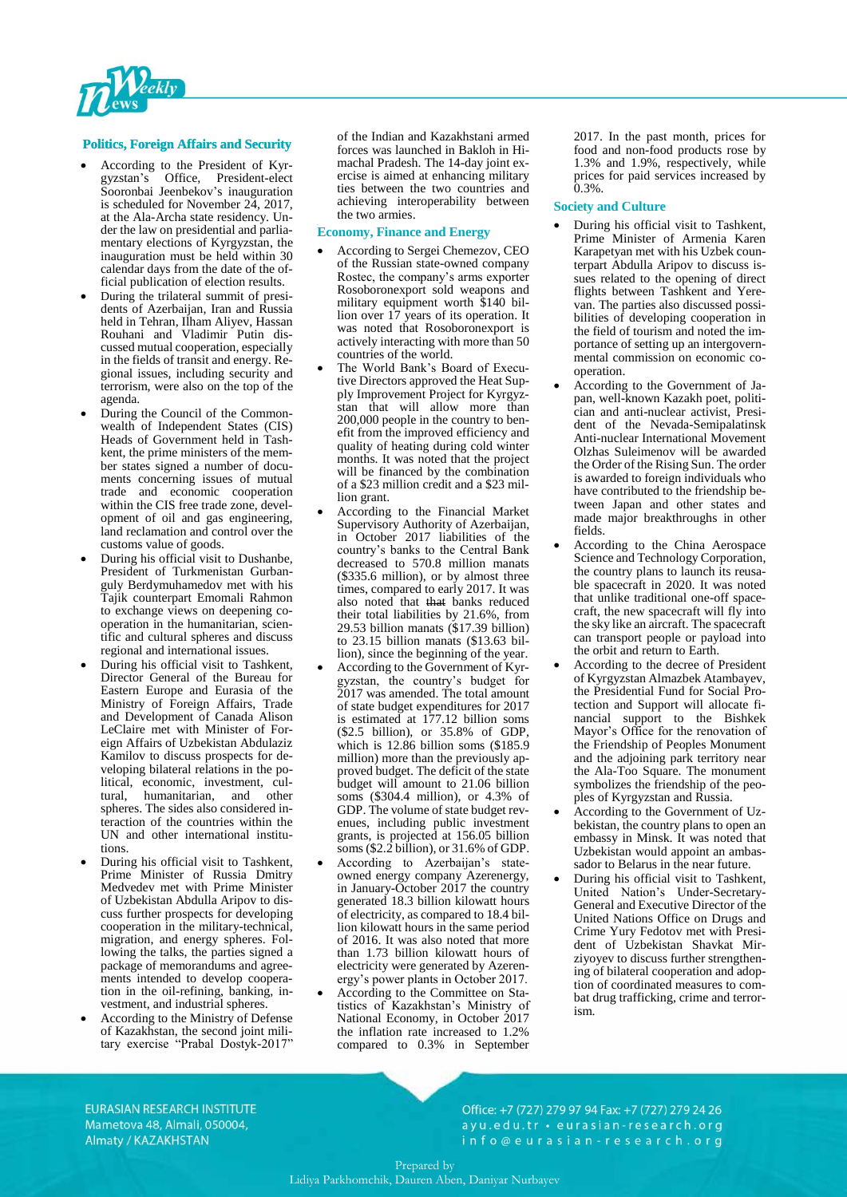## Politics, Foreign Affairs and Security

- According to the President of Kyrgyzstan's Office, President-elect Sooronbai Jeenbekov's inauguration is scheduled for November 24, 2017, at the Ala-Archa state residency. Under the law on presidential and parliamentary elections of Kyrgyzstan, the inauguration must be held within 30 calendar days from the date of the official publication of election results.
- During the trilateral summit of presidents of Azerbaijan, Iran and Russia held in Tehran, Ilham Aliyev, Hassan Rouhani and Vladimir Putin discussed mutual cooperation, especially in the fields of transit and energy. Regional issues, including security and terrorism, were also on the top of the agenda.
- During the Council of the Commonwealth of Independent States (CIS) Heads of Government held in Tashkent, the prime ministers of the member states signed a number of documents concerning issues of mutual trade and economic cooperation within the CIS free trade zone, development of oil and gas engineering, land reclamation and control over the customs value of goods.
- During his official visit to Dushanbe, President of Turkmenistan Gurbanguly Berdymuhamedov met with his Tajik counterpart Emomali Rahmon to exchange views on deepening cooperation in the humanitarian, scientific and cultural spheres and discuss regional and international issues.
- During his official visit to Tashkent, Director General of the Bureau for Eastern Europe and Eurasia of the Ministry of Foreign Affairs, Trade and Development of Canada Alison LeClaire met with Minister of Foreign Affairs of Uzbekistan Abdulaziz Kamilov to discuss prospects for developing bilateral relations in the political, economic, investment, cultural, humanitarian, and other spheres. The sides also considered interaction of the countries within the UN and other international institutions.
- During his official visit to Tashkent, Prime Minister of Russia Dmitry Medvedev met with Prime Minister of Uzbekistan Abdulla Aripov to discuss further prospects for developing cooperation in the military-technical, migration, and energy spheres. Following the talks, the parties signed a package of memorandums and agreements intended to develop cooperation in the oil-refining, banking, investment, and industrial spheres.
- According to the Ministry of Defense of Kazakhstan, the second joint military exercise "Prabal Dostyk-2017" of the Indian and Kazakhstani armed forces was launched in Bakloh in Himachal Pradesh. The 14-day joint exercise is aimed at enhancing military ties between the two countries and achieving interoperability between the two armies.

## Economy, Finance and Energy

- According to Sergei Chemezov, CEO of the Russian state-owned company Rostec, the company's arms exporter Rosoboronexport sold weapons and military equipment worth $140 billion over 17 years of its operation. It was noted that Rosoboronexport is actively interacting with more than 50 countries of the world.
- The World Bank's Board of Executive Directors approved the Heat Supply Improvement Project for Kyrgyzstan that will allow more than 200,000 people in the country to benefit from the improved efficiency and quality of heating during cold winter months. It was noted that the project will be financed by the combination of a $23 million credit and a $23 million grant.
- According to the Financial Market Supervisory Authority of Azerbaijan, in October 2017 liabilities of the country's banks to the Central Bank decreased to 570.8 million manats ($335.6 million), or by almost three times, compared to early 2017. It was also noted that ~~that~~ banks reduced their total liabilities by 21.6%, from 29.53 billion manats ($17.39 billion) to 23.15 billion manats ($13.63 billion), since the beginning of the year.
- According to the Government of Kyrgyzstan, the country's budget for 2017 was amended. The total amount of state budget expenditures for 2017 is estimated at 177.12 billion soms ($2.5 billion), or 35.8% of GDP, which is 12.86 billion soms ($185.9 million) more than the previously approved budget. The deficit of the state budget will amount to 21.06 billion soms ($304.4 million), or 4.3% of GDP. The volume of state budget revenues, including public investment grants, is projected at 156.05 billion soms ($2.2 billion), or 31.6% of GDP.
- According to Azerbaijan's state-owned energy company Azerenergy, in January-October 2017 the country generated 18.3 billion kilowatt hours of electricity, as compared to 18.4 billion kilowatt hours in the same period of 2016. It was also noted that more than 1.73 billion kilowatt hours of electricity were generated by Azerenergy's power plants in October 2017.
- According to the Committee on Statistics of Kazakhstan's Ministry of National Economy, in October 2017 the inflation rate increased to 1.2% compared to 0.3% in September 2017. In the past month, prices for food and non-food products rose by 1.3% and 1.9%, respectively, while prices for paid services increased by 0.3%.

## Society and Culture

- During his official visit to Tashkent, Prime Minister of Armenia Karen Karapetyan met with his Uzbek counterpart Abdulla Aripov to discuss issues related to the opening of direct flights between Tashkent and Yerevan. The parties also discussed possibilities of developing cooperation in the field of tourism and noted the importance of setting up an intergovernmental commission on economic cooperation.
- According to the Government of Japan, well-known Kazakh poet, politician and anti-nuclear activist, President of the Nevada-Semipalatinsk Anti-nuclear International Movement Olzhas Suleimenov will be awarded the Order of the Rising Sun. The order is awarded to foreign individuals who have contributed to the friendship between Japan and other states and made major breakthroughs in other fields.
- According to the China Aerospace Science and Technology Corporation, the country plans to launch its reusable spacecraft in 2020. It was noted that unlike traditional one-off spacecraft, the new spacecraft will fly into the sky like an aircraft. The spacecraft can transport people or payload into the orbit and return to Earth.
- According to the decree of President of Kyrgyzstan Almazbek Atambayev, the Presidential Fund for Social Protection and Support will allocate financial support to the Bishkek Mayor's Office for the renovation of the Friendship of Peoples Monument and the adjoining park territory near the Ala-Too Square. The monument symbolizes the friendship of the peoples of Kyrgyzstan and Russia.
- According to the Government of Uzbekistan, the country plans to open an embassy in Minsk. It was noted that Uzbekistan would appoint an ambassador to Belarus in the near future.
- During his official visit to Tashkent, United Nation's Under-Secretary-General and Executive Director of the United Nations Office on Drugs and Crime Yury Fedotov met with President of Uzbekistan Shavkat Mirziyoyev to discuss further strengthening of bilateral cooperation and adoption of coordinated measures to combat drug trafficking, crime and terrorism.

EURASIAN RESEARCH INSTITUTE
Mametova 48, Almali, 050004,
Almaty / KAZAKHSTAN

Office: +7 (727) 279 97 94 Fax: +7 (727) 279 24 26
ayu.edu.tr • eurasian-research.org
info@eurasian-research.org

Prepared by
Lidiya Parkhomchik, Dauren Aben, Daniyar Nurbayev